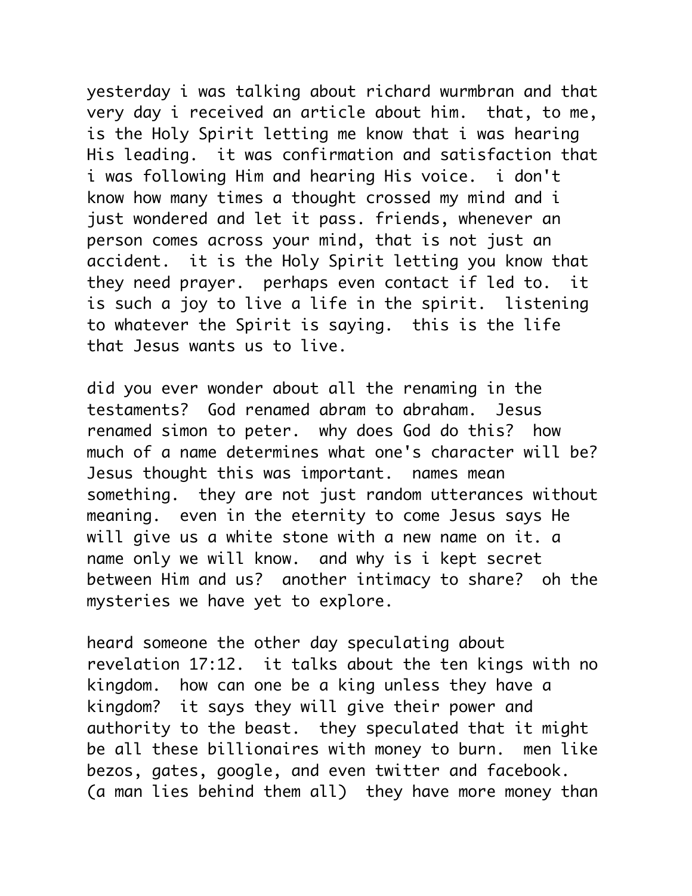yesterday i was talking about richard wurmbran and that very day i received an article about him. that, to me, is the Holy Spirit letting me know that i was hearing His leading. it was confirmation and satisfaction that i was following Him and hearing His voice. i don't know how many times a thought crossed my mind and i just wondered and let it pass. friends, whenever an person comes across your mind, that is not just an accident. it is the Holy Spirit letting you know that they need prayer. perhaps even contact if led to. it is such a joy to live a life in the spirit. listening to whatever the Spirit is saying. this is the life that Jesus wants us to live.

did you ever wonder about all the renaming in the testaments? God renamed abram to abraham. Jesus renamed simon to peter. why does God do this? how much of a name determines what one's character will be? Jesus thought this was important. names mean something. they are not just random utterances without meaning. even in the eternity to come Jesus says He will give us a white stone with a new name on it. a name only we will know. and why is i kept secret between Him and us? another intimacy to share? oh the mysteries we have yet to explore.

heard someone the other day speculating about revelation 17:12. it talks about the ten kings with no kingdom. how can one be a king unless they have a kingdom? it says they will give their power and authority to the beast. they speculated that it might be all these billionaires with money to burn. men like bezos, gates, google, and even twitter and facebook. (a man lies behind them all) they have more money than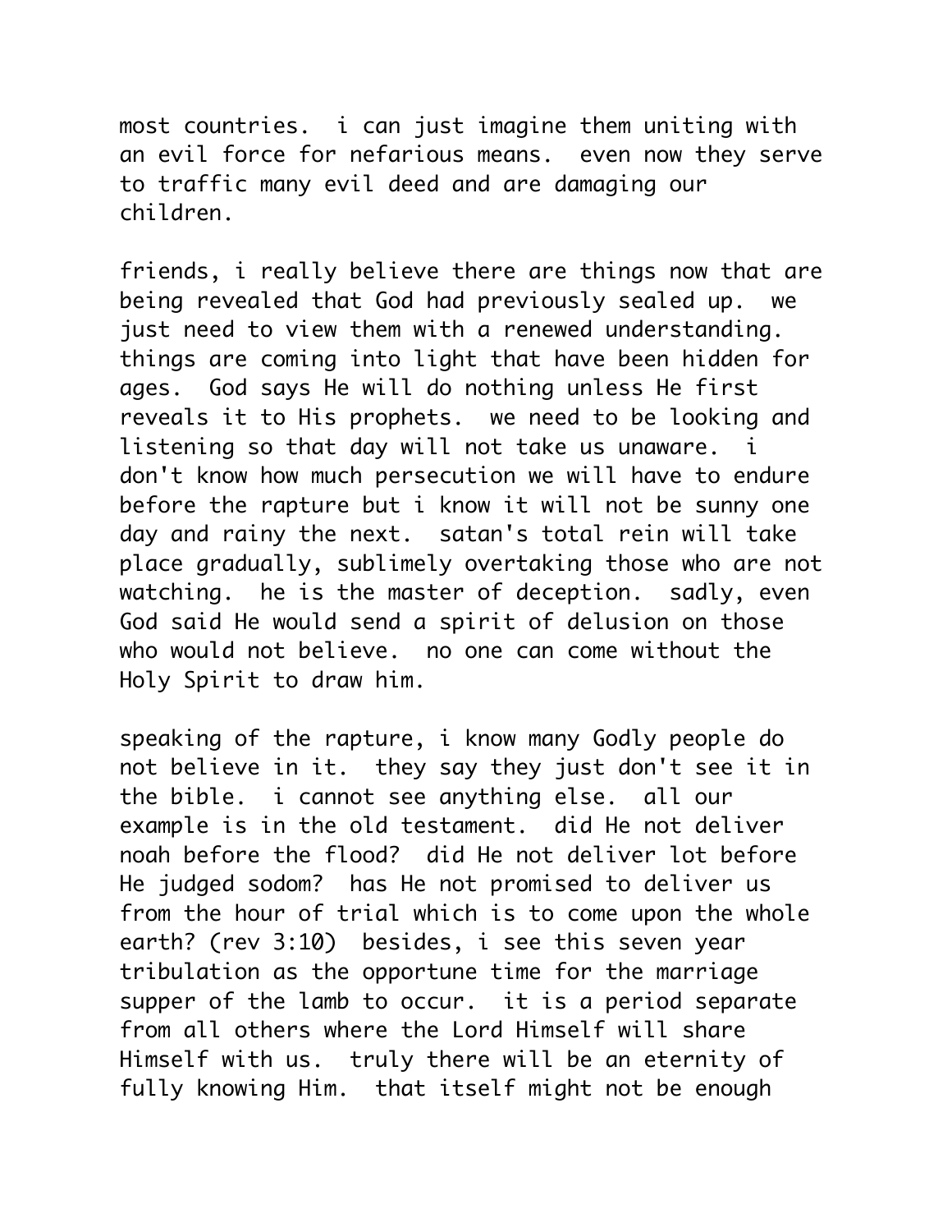most countries. i can just imagine them uniting with an evil force for nefarious means. even now they serve to traffic many evil deed and are damaging our children.

friends, i really believe there are things now that are being revealed that God had previously sealed up. we just need to view them with a renewed understanding. things are coming into light that have been hidden for ages. God says He will do nothing unless He first reveals it to His prophets. we need to be looking and listening so that day will not take us unaware. i don't know how much persecution we will have to endure before the rapture but i know it will not be sunny one day and rainy the next. satan's total rein will take place gradually, sublimely overtaking those who are not watching. he is the master of deception. sadly, even God said He would send a spirit of delusion on those who would not believe. no one can come without the Holy Spirit to draw him.

speaking of the rapture, i know many Godly people do not believe in it. they say they just don't see it in the bible. i cannot see anything else. all our example is in the old testament. did He not deliver noah before the flood? did He not deliver lot before He judged sodom? has He not promised to deliver us from the hour of trial which is to come upon the whole earth? (rev 3:10) besides, i see this seven year tribulation as the opportune time for the marriage supper of the lamb to occur. it is a period separate from all others where the Lord Himself will share Himself with us. truly there will be an eternity of fully knowing Him. that itself might not be enough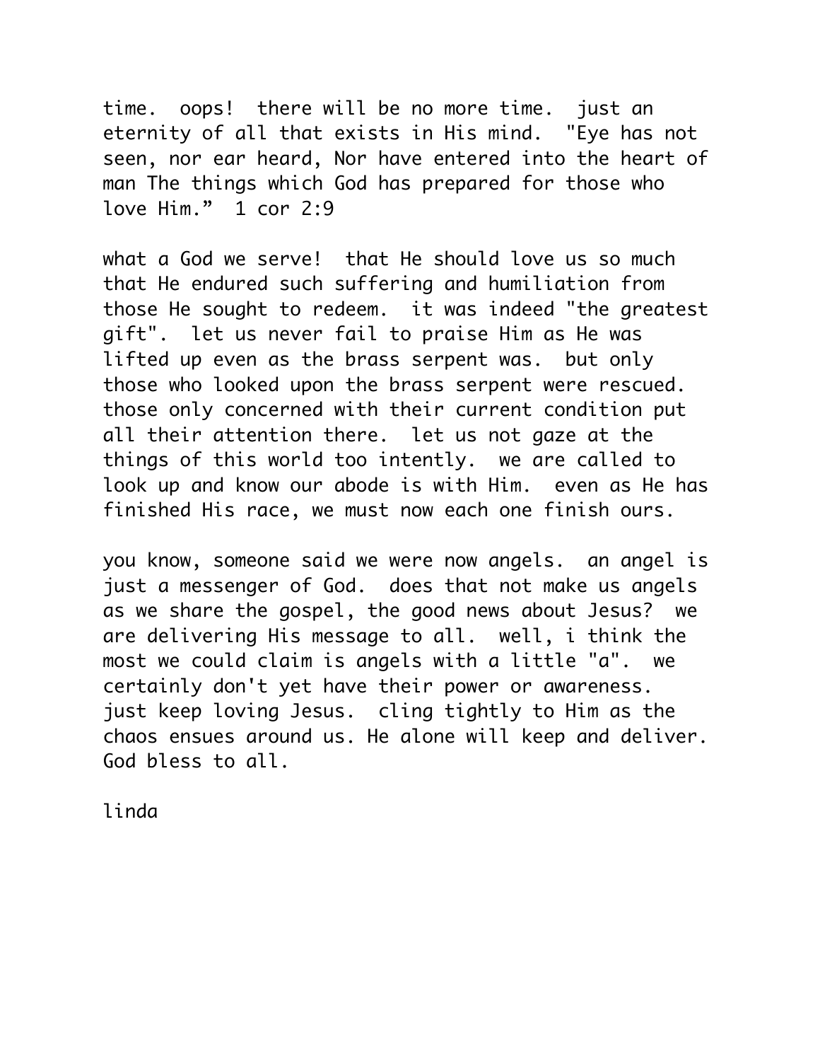time. oops! there will be no more time. just an eternity of all that exists in His mind. "Eye has not seen, nor ear heard, Nor have entered into the heart of man The things which God has prepared for those who love Him." 1 cor 2:9

what a God we serve! that He should love us so much that He endured such suffering and humiliation from those He sought to redeem. it was indeed "the greatest gift". let us never fail to praise Him as He was lifted up even as the brass serpent was. but only those who looked upon the brass serpent were rescued. those only concerned with their current condition put all their attention there. let us not gaze at the things of this world too intently. we are called to look up and know our abode is with Him. even as He has finished His race, we must now each one finish ours.

you know, someone said we were now angels. an angel is just a messenger of God. does that not make us angels as we share the gospel, the good news about Jesus? we are delivering His message to all. well, i think the most we could claim is angels with a little "a". we certainly don't yet have their power or awareness. just keep loving Jesus. cling tightly to Him as the chaos ensues around us. He alone will keep and deliver. God bless to all.

linda